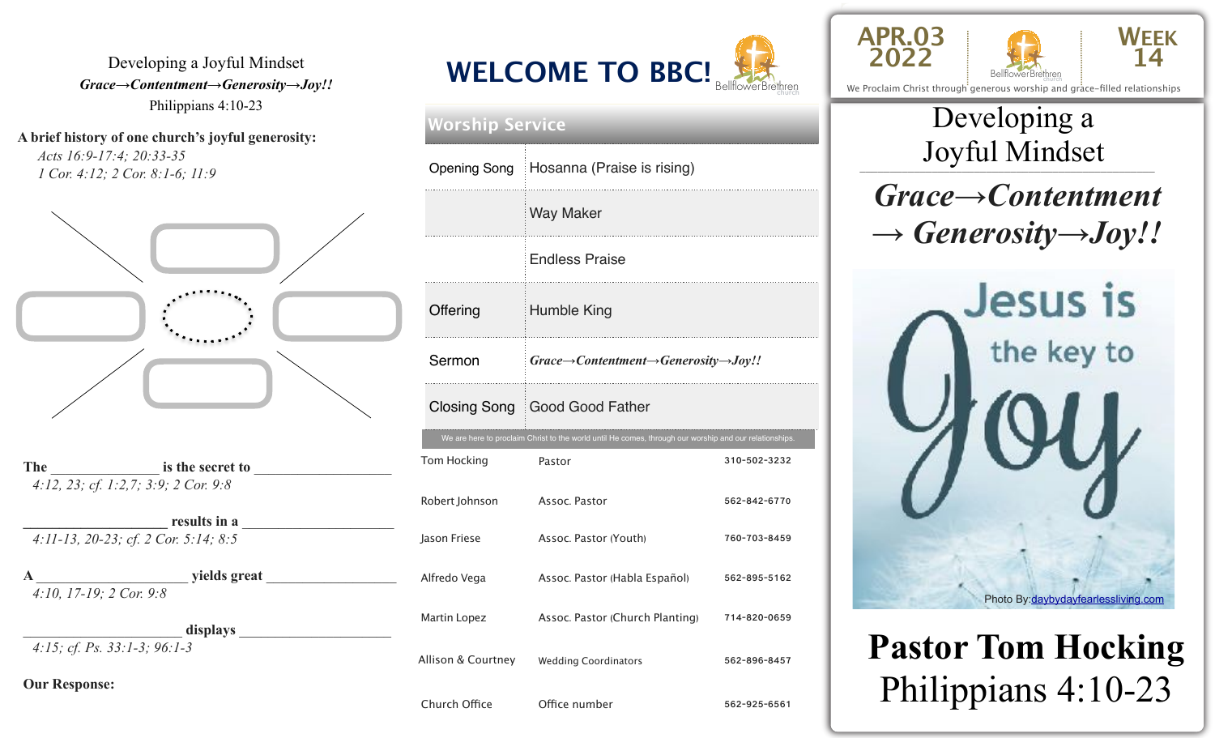Developing a Joyful Mindset

***Grace→Contentment→Generosity→Joy!!***

Philippians 4:10-23

**A brief history of one church's joyful generosity:**

*Acts 16:9-17:4; 20:33-35*

*1 Cor. 4:12; 2 Cor. 8:1-6; 11:9*

**The** _______________ **is the secret to** ___________________

*4:12, 23; cf. 1:2,7; 3:9; 2 Cor. 9:8*

___________________ **results in a** ____________________

*4:11-13, 20-23; cf. 2 Cor. 5:14; 8:5*

**A** ____________________ **yields great** _________________

*4:10, 17-19; 2 Cor. 9:8*

____________________ **displays** ____________________

*4:15; cf. Ps. 33:1-3; 96:1-3*

**Our Response:**

# WELCOME TO BBC!

Bellflower Brethren church

## Worship Service

| | |
|---|---|
| Opening Song | Hosanna (Praise is rising) |
| | Way Maker |
| | Endless Praise |
| Offering | Humble King |
| Sermon | ***Grace→Contentment→Generosity→Joy!!*** |
| Closing Song | Good Good Father |

We are here to proclaim Christ to the world until He comes, through our worship and our relationships.

| | | |
|---|---|---|
| Tom Hocking | Pastor | 310-502-3232 |
| Robert Johnson | Assoc. Pastor | 562-842-6770 |
| Jason Friese | Assoc. Pastor (Youth) | 760-703-8459 |
| Alfredo Vega | Assoc. Pastor (Habla Español) | 562-895-5162 |
| Martin Lopez | Assoc. Pastor (Church Planting) | 714-820-0659 |
| Allison & Courtney | Wedding Coordinators | 562-896-8457 |
| Church Office | Office number | 562-925-6561 |

APR.03 2022

Bellflower Brethren church

WEEK 14

We Proclaim Christ through generous worship and grace-filled relationships

# Developing a Joyful Mindset

## ***Grace→Contentment → Generosity→Joy!!***

Jesus is the key to Joy

Photo By: daybydayfearlessliving.com

**Pastor Tom Hocking**

Philippians 4:10-23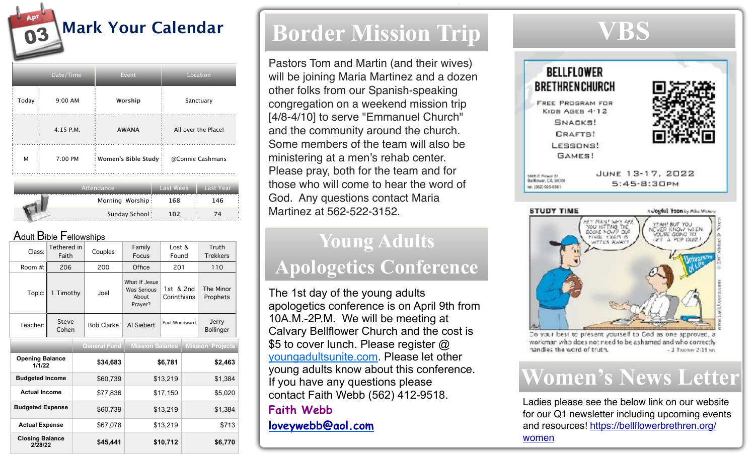# Mark Your Calendar

| Date/Time | | Event | Location |
|---|---|---|---|
| Today | 9:00 AM | Worship | Sanctuary |
| | 4:15 P.M. | AWANA | All over the Place! |
| M | 7:00 PM | Women's Bible Study | @Connie Cashmans |

| Attendance | Last Week | Last Year |
|---|---|---|
| Morning Worship | 168 | 146 |
| Sunday School | 102 | 74 |

### Adult Bible Fellowships

| Class: | Tethered in Faith | Couples | Family Focus | Lost & Found | Truth Trekkers |
|---|---|---|---|---|---|
| Room #: | 206 | 200 | Office | 201 | 110 |
| Topic: | 1 Timothy | Joel | What If Jesus Was Serious About Prayer? | 1st & 2nd Corinthians | The Minor Prophets |
| Teacher: | Steve Cohen | Bob Clarke | Al Siebert | Paul Woodward | Jerry Bollinger |

| | General Fund | Mission Salaries | Mission Projects |
|---|---|---|---|
| **Opening Balance 1/1/22** | **$34,683** | **$6,781** | **$2,463** |
| **Budgeted Income** | $60,739 | $13,219 | $1,384 |
| **Actual Income** | $77,836 | $17,150 | $5,020 |
| **Budgeted Expense** | $60,739 | $13,219 | $1,384 |
| **Actual Expense** | $67,078 | $13,219 | $713 |
| **Closing Balance 2/28/22** | **$45,441** | **$10,712** | **$6,770** |

# Border Mission Trip

Pastors Tom and Martin (and their wives) will be joining Maria Martinez and a dozen other folks from our Spanish-speaking congregation on a weekend mission trip [4/8-4/10] to serve "Emmanuel Church" and the community around the church. Some members of the team will also be ministering at a men's rehab center. Please pray, both for the team and for those who will come to hear the word of God. Any questions contact Maria Martinez at 562-522-3152.

# Young Adults Apologetics Conference

The 1st day of the young adults apologetics conference is on April 9th from 10A.M.-2P.M. We will be meeting at Calvary Bellflower Church and the cost is $5 to cover lunch. Please register @ youngadultsunite.com. Please let other young adults know about this conference. If you have any questions please contact Faith Webb (562) 412-9518.

**Faith Webb**

**loveywebb@aol.com**

# VBS

BELLFLOWER BRETHREN CHURCH

Free Program for Kids Ages 4-12

Snacks!
Crafts!
Lessons!
Games!

June 13-17, 2022
5:45-8:30PM

STUDY TIME

Do your best to present yourself to God as one approved, a workman who does not need to be ashamed and who correctly handles the word of truth. - 2 Timothy 2:15

# Women's News Letter

Ladies please see the below link on our website for our Q1 newsletter including upcoming events and resources! https://bellflowerbrethren.org/women